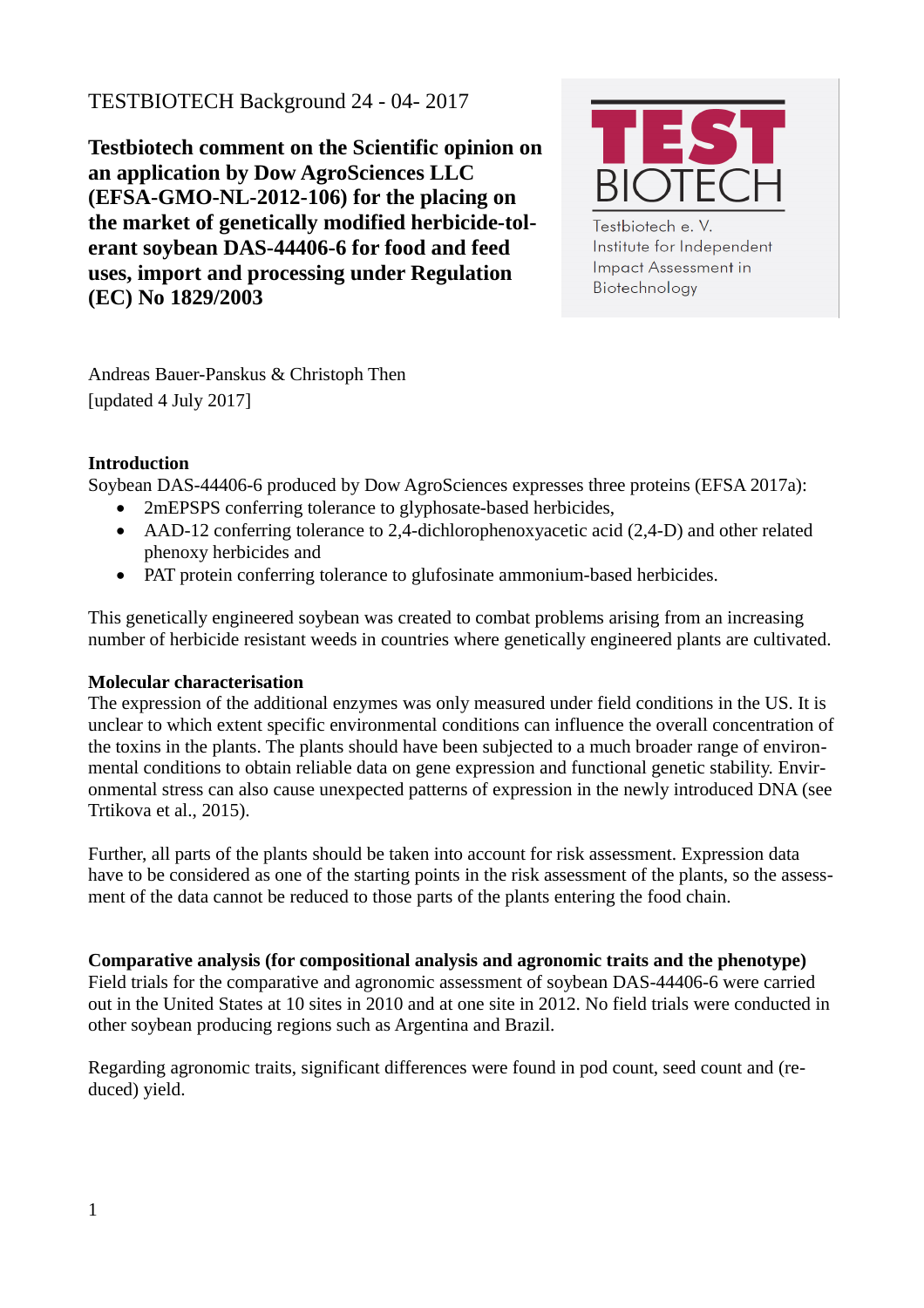TESTBIOTECH Background 24 - 04- 2017

# Testbiotech comment on the Scientific opinion on an application by Dow AgroSciences LLC (EFSA-GMO-NL-2012-106) for the placing on the market of genetically modified herbicide-tolerant soybean DAS-44406-6 for food and feed uses, import and processing under Regulation (EC) No 1829/2003

TEST BIOTECH

Testbiotech e. V.
Institute for Independent Impact Assessment in Biotechnology

Andreas Bauer-Panskus & Christoph Then
[updated 4 July 2017]

## Introduction

Soybean DAS-44406-6 produced by Dow AgroSciences expresses three proteins (EFSA 2017a):

- 2mEPSPS conferring tolerance to glyphosate-based herbicides,
- AAD-12 conferring tolerance to 2,4-dichlorophenoxyacetic acid (2,4-D) and other related phenoxy herbicides and
- PAT protein conferring tolerance to glufosinate ammonium-based herbicides.

This genetically engineered soybean was created to combat problems arising from an increasing number of herbicide resistant weeds in countries where genetically engineered plants are cultivated.

## Molecular characterisation

The expression of the additional enzymes was only measured under field conditions in the US. It is unclear to which extent specific environmental conditions can influence the overall concentration of the toxins in the plants. The plants should have been subjected to a much broader range of environmental conditions to obtain reliable data on gene expression and functional genetic stability. Environmental stress can also cause unexpected patterns of expression in the newly introduced DNA (see Trtikova et al., 2015).

Further, all parts of the plants should be taken into account for risk assessment. Expression data have to be considered as one of the starting points in the risk assessment of the plants, so the assessment of the data cannot be reduced to those parts of the plants entering the food chain.

## Comparative analysis (for compositional analysis and agronomic traits and the phenotype)

Field trials for the comparative and agronomic assessment of soybean DAS-44406-6 were carried out in the United States at 10 sites in 2010 and at one site in 2012. No field trials were conducted in other soybean producing regions such as Argentina and Brazil.

Regarding agronomic traits, significant differences were found in pod count, seed count and (reduced) yield.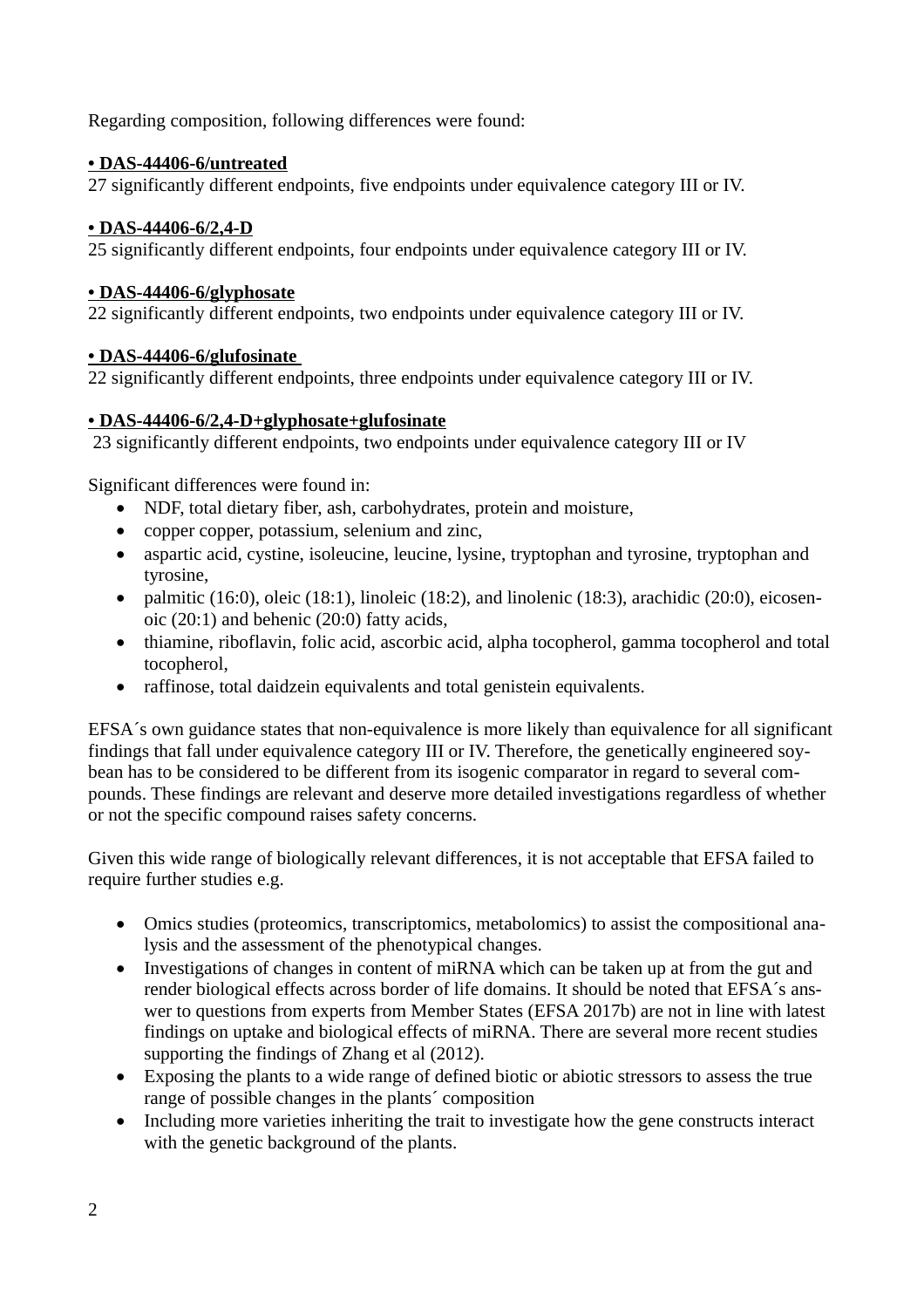Regarding composition, following differences were found:

**• DAS-44406-6/untreated**
27 significantly different endpoints, five endpoints under equivalence category III or IV.

**• DAS-44406-6/2,4-D**
25 significantly different endpoints, four endpoints under equivalence category III or IV.

**• DAS-44406-6/glyphosate**
22 significantly different endpoints, two endpoints under equivalence category III or IV.

**• DAS-44406-6/glufosinate**
22 significantly different endpoints, three endpoints under equivalence category III or IV.

**• DAS-44406-6/2,4-D+glyphosate+glufosinate**
23 significantly different endpoints, two endpoints under equivalence category III or IV

Significant differences were found in:

- NDF, total dietary fiber, ash, carbohydrates, protein and moisture,
- copper copper, potassium, selenium and zinc,
- aspartic acid, cystine, isoleucine, leucine, lysine, tryptophan and tyrosine, tryptophan and tyrosine,
- palmitic (16:0), oleic (18:1), linoleic (18:2), and linolenic (18:3), arachidic (20:0), eicosenoic (20:1) and behenic (20:0) fatty acids,
- thiamine, riboflavin, folic acid, ascorbic acid, alpha tocopherol, gamma tocopherol and total tocopherol,
- raffinose, total daidzein equivalents and total genistein equivalents.

EFSA´s own guidance states that non-equivalence is more likely than equivalence for all significant findings that fall under equivalence category III or IV. Therefore, the genetically engineered soybean has to be considered to be different from its isogenic comparator in regard to several compounds. These findings are relevant and deserve more detailed investigations regardless of whether or not the specific compound raises safety concerns.

Given this wide range of biologically relevant differences, it is not acceptable that EFSA failed to require further studies e.g.

- Omics studies (proteomics, transcriptomics, metabolomics) to assist the compositional analysis and the assessment of the phenotypical changes.
- Investigations of changes in content of miRNA which can be taken up at from the gut and render biological effects across border of life domains. It should be noted that EFSA´s answer to questions from experts from Member States (EFSA 2017b) are not in line with latest findings on uptake and biological effects of miRNA. There are several more recent studies supporting the findings of Zhang et al (2012).
- Exposing the plants to a wide range of defined biotic or abiotic stressors to assess the true range of possible changes in the plants´ composition
- Including more varieties inheriting the trait to investigate how the gene constructs interact with the genetic background of the plants.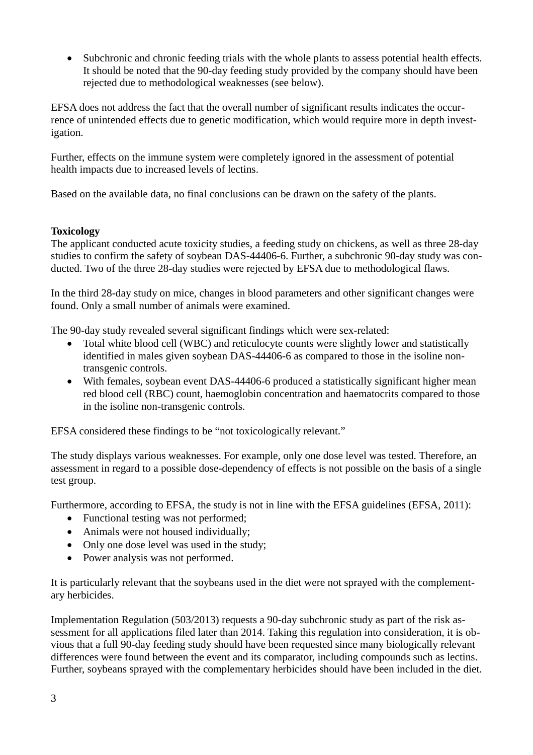- Subchronic and chronic feeding trials with the whole plants to assess potential health effects. It should be noted that the 90-day feeding study provided by the company should have been rejected due to methodological weaknesses (see below).

EFSA does not address the fact that the overall number of significant results indicates the occurrence of unintended effects due to genetic modification, which would require more in depth investigation.

Further, effects on the immune system were completely ignored in the assessment of potential health impacts due to increased levels of lectins.

Based on the available data, no final conclusions can be drawn on the safety of the plants.

**Toxicology**

The applicant conducted acute toxicity studies, a feeding study on chickens, as well as three 28-day studies to confirm the safety of soybean DAS-44406-6. Further, a subchronic 90-day study was conducted. Two of the three 28-day studies were rejected by EFSA due to methodological flaws.

In the third 28-day study on mice, changes in blood parameters and other significant changes were found. Only a small number of animals were examined.

The 90-day study revealed several significant findings which were sex-related:

- Total white blood cell (WBC) and reticulocyte counts were slightly lower and statistically identified in males given soybean DAS-44406-6 as compared to those in the isoline non-transgenic controls.
- With females, soybean event DAS-44406-6 produced a statistically significant higher mean red blood cell (RBC) count, haemoglobin concentration and haematocrits compared to those in the isoline non-transgenic controls.

EFSA considered these findings to be "not toxicologically relevant."

The study displays various weaknesses. For example, only one dose level was tested. Therefore, an assessment in regard to a possible dose-dependency of effects is not possible on the basis of a single test group.

Furthermore, according to EFSA, the study is not in line with the EFSA guidelines (EFSA, 2011):

- Functional testing was not performed;
- Animals were not housed individually;
- Only one dose level was used in the study;
- Power analysis was not performed.

It is particularly relevant that the soybeans used in the diet were not sprayed with the complementary herbicides.

Implementation Regulation (503/2013) requests a 90-day subchronic study as part of the risk assessment for all applications filed later than 2014. Taking this regulation into consideration, it is obvious that a full 90-day feeding study should have been requested since many biologically relevant differences were found between the event and its comparator, including compounds such as lectins. Further, soybeans sprayed with the complementary herbicides should have been included in the diet.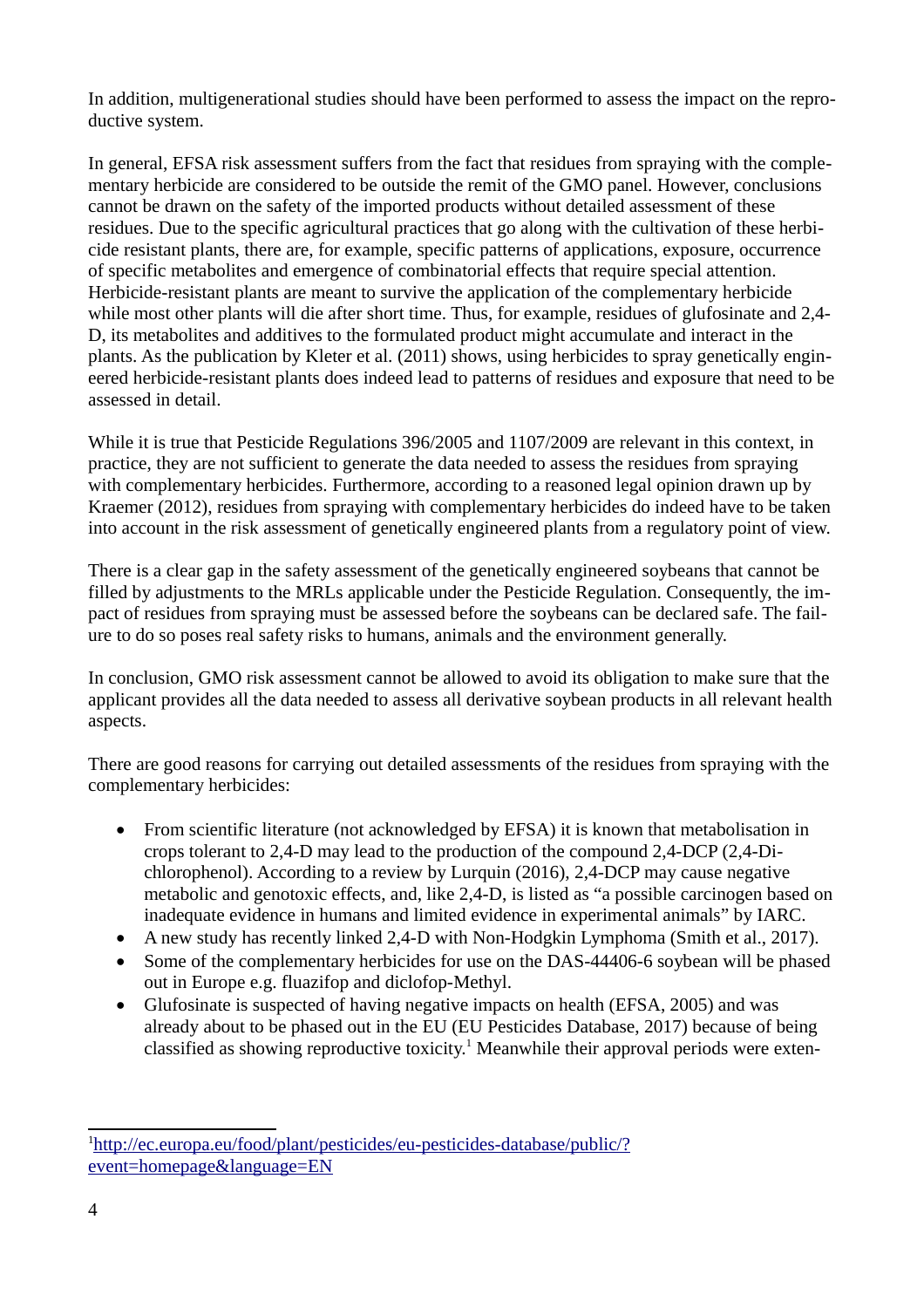In addition, multigenerational studies should have been performed to assess the impact on the reproductive system.

In general, EFSA risk assessment suffers from the fact that residues from spraying with the complementary herbicide are considered to be outside the remit of the GMO panel. However, conclusions cannot be drawn on the safety of the imported products without detailed assessment of these residues. Due to the specific agricultural practices that go along with the cultivation of these herbicide resistant plants, there are, for example, specific patterns of applications, exposure, occurrence of specific metabolites and emergence of combinatorial effects that require special attention. Herbicide-resistant plants are meant to survive the application of the complementary herbicide while most other plants will die after short time. Thus, for example, residues of glufosinate and 2,4-D, its metabolites and additives to the formulated product might accumulate and interact in the plants. As the publication by Kleter et al. (2011) shows, using herbicides to spray genetically engineered herbicide-resistant plants does indeed lead to patterns of residues and exposure that need to be assessed in detail.

While it is true that Pesticide Regulations 396/2005 and 1107/2009 are relevant in this context, in practice, they are not sufficient to generate the data needed to assess the residues from spraying with complementary herbicides. Furthermore, according to a reasoned legal opinion drawn up by Kraemer (2012), residues from spraying with complementary herbicides do indeed have to be taken into account in the risk assessment of genetically engineered plants from a regulatory point of view.

There is a clear gap in the safety assessment of the genetically engineered soybeans that cannot be filled by adjustments to the MRLs applicable under the Pesticide Regulation. Consequently, the impact of residues from spraying must be assessed before the soybeans can be declared safe. The failure to do so poses real safety risks to humans, animals and the environment generally.

In conclusion, GMO risk assessment cannot be allowed to avoid its obligation to make sure that the applicant provides all the data needed to assess all derivative soybean products in all relevant health aspects.

There are good reasons for carrying out detailed assessments of the residues from spraying with the complementary herbicides:

- From scientific literature (not acknowledged by EFSA) it is known that metabolisation in crops tolerant to 2,4-D may lead to the production of the compound 2,4-DCP (2,4-Dichlorophenol). According to a review by Lurquin (2016), 2,4-DCP may cause negative metabolic and genotoxic effects, and, like 2,4-D, is listed as "a possible carcinogen based on inadequate evidence in humans and limited evidence in experimental animals" by IARC.
- A new study has recently linked 2,4-D with Non-Hodgkin Lymphoma (Smith et al., 2017).
- Some of the complementary herbicides for use on the DAS-44406-6 soybean will be phased out in Europe e.g. fluazifop and diclofop-Methyl.
- Glufosinate is suspected of having negative impacts on health (EFSA, 2005) and was already about to be phased out in the EU (EU Pesticides Database, 2017) because of being classified as showing reproductive toxicity.[1] Meanwhile their approval periods were exten-

[1] http://ec.europa.eu/food/plant/pesticides/eu-pesticides-database/public/?event=homepage&language=EN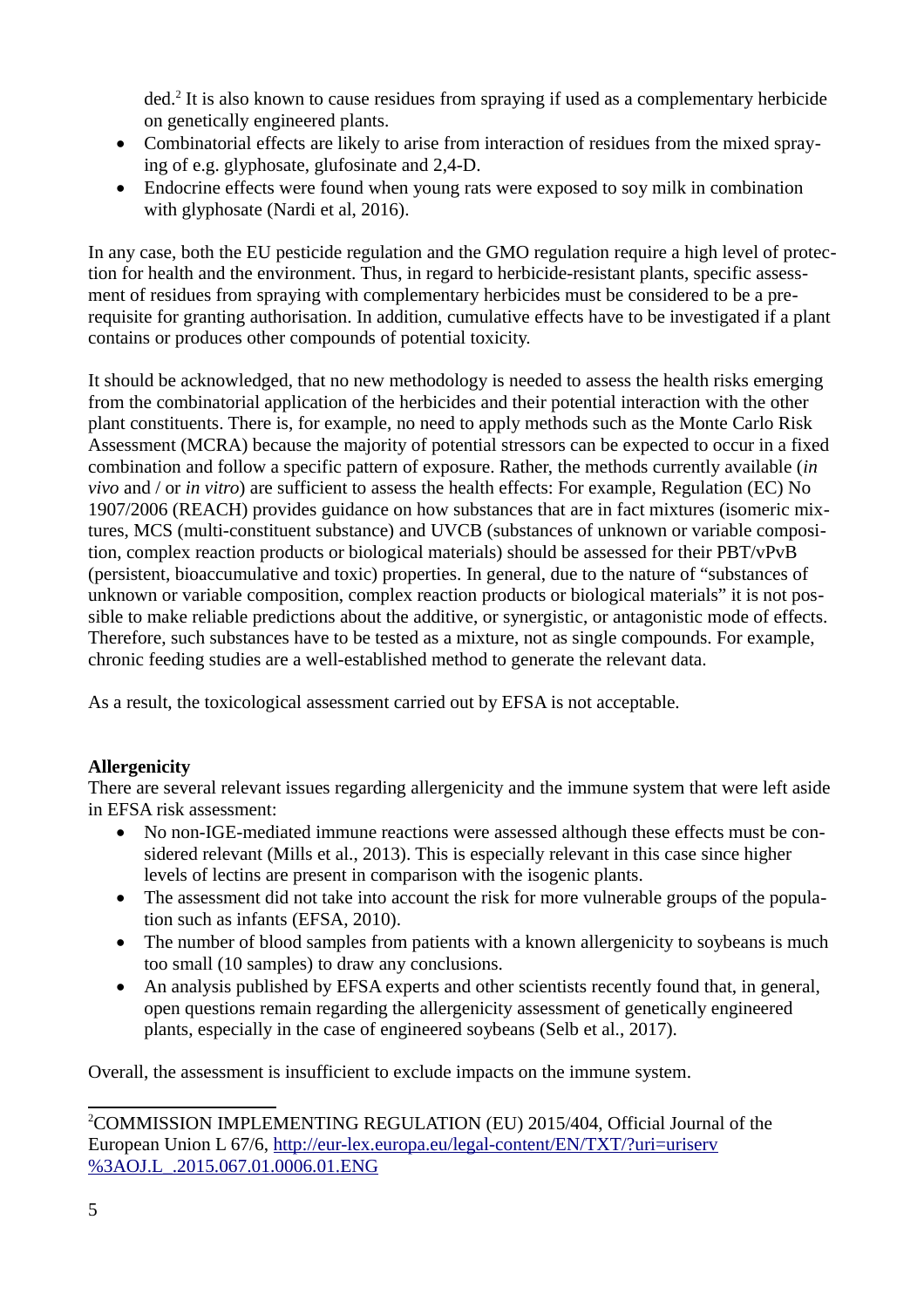ded.[2] It is also known to cause residues from spraying if used as a complementary herbicide on genetically engineered plants.

- Combinatorial effects are likely to arise from interaction of residues from the mixed spraying of e.g. glyphosate, glufosinate and 2,4-D.
- Endocrine effects were found when young rats were exposed to soy milk in combination with glyphosate (Nardi et al, 2016).

In any case, both the EU pesticide regulation and the GMO regulation require a high level of protection for health and the environment. Thus, in regard to herbicide-resistant plants, specific assessment of residues from spraying with complementary herbicides must be considered to be a prerequisite for granting authorisation. In addition, cumulative effects have to be investigated if a plant contains or produces other compounds of potential toxicity.

It should be acknowledged, that no new methodology is needed to assess the health risks emerging from the combinatorial application of the herbicides and their potential interaction with the other plant constituents. There is, for example, no need to apply methods such as the Monte Carlo Risk Assessment (MCRA) because the majority of potential stressors can be expected to occur in a fixed combination and follow a specific pattern of exposure. Rather, the methods currently available (*in vivo* and / or *in vitro*) are sufficient to assess the health effects: For example, Regulation (EC) No 1907/2006 (REACH) provides guidance on how substances that are in fact mixtures (isomeric mixtures, MCS (multi-constituent substance) and UVCB (substances of unknown or variable composition, complex reaction products or biological materials) should be assessed for their PBT/vPvB (persistent, bioaccumulative and toxic) properties. In general, due to the nature of "substances of unknown or variable composition, complex reaction products or biological materials" it is not possible to make reliable predictions about the additive, or synergistic, or antagonistic mode of effects. Therefore, such substances have to be tested as a mixture, not as single compounds. For example, chronic feeding studies are a well-established method to generate the relevant data.

As a result, the toxicological assessment carried out by EFSA is not acceptable.

**Allergenicity**

There are several relevant issues regarding allergenicity and the immune system that were left aside in EFSA risk assessment:

- No non-IGE-mediated immune reactions were assessed although these effects must be considered relevant (Mills et al., 2013). This is especially relevant in this case since higher levels of lectins are present in comparison with the isogenic plants.
- The assessment did not take into account the risk for more vulnerable groups of the population such as infants (EFSA, 2010).
- The number of blood samples from patients with a known allergenicity to soybeans is much too small (10 samples) to draw any conclusions.
- An analysis published by EFSA experts and other scientists recently found that, in general, open questions remain regarding the allergenicity assessment of genetically engineered plants, especially in the case of engineered soybeans (Selb et al., 2017).

Overall, the assessment is insufficient to exclude impacts on the immune system.

---

[2] COMMISSION IMPLEMENTING REGULATION (EU) 2015/404, Official Journal of the European Union L 67/6, http://eur-lex.europa.eu/legal-content/EN/TXT/?uri=uriserv%3AOJ.L_.2015.067.01.0006.01.ENG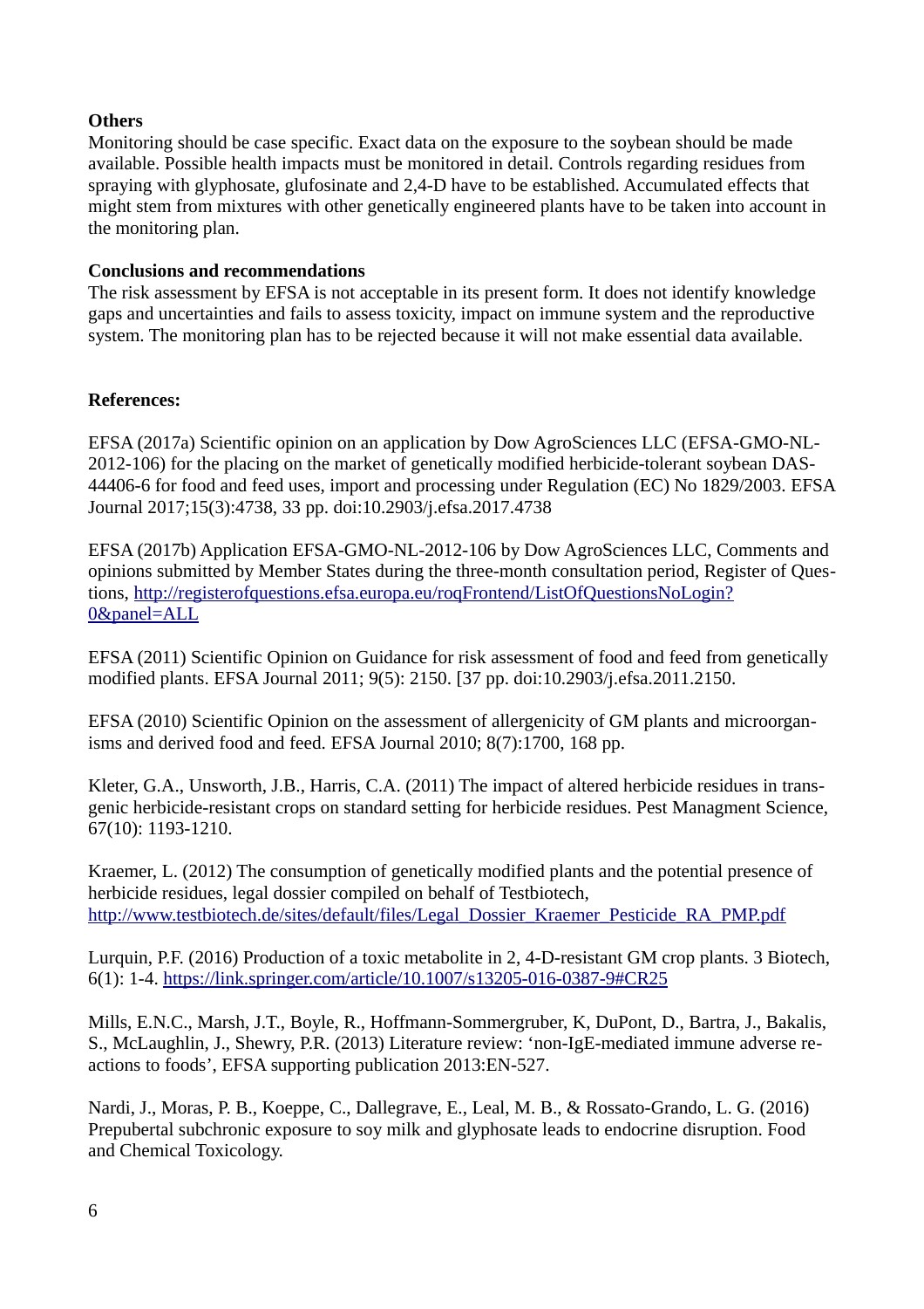**Others**

Monitoring should be case specific. Exact data on the exposure to the soybean should be made available. Possible health impacts must be monitored in detail. Controls regarding residues from spraying with glyphosate, glufosinate and 2,4-D have to be established. Accumulated effects that might stem from mixtures with other genetically engineered plants have to be taken into account in the monitoring plan.

**Conclusions and recommendations**

The risk assessment by EFSA is not acceptable in its present form. It does not identify knowledge gaps and uncertainties and fails to assess toxicity, impact on immune system and the reproductive system. The monitoring plan has to be rejected because it will not make essential data available.

**References:**

EFSA (2017a) Scientific opinion on an application by Dow AgroSciences LLC (EFSA-GMO-NL-2012-106) for the placing on the market of genetically modified herbicide-tolerant soybean DAS-44406-6 for food and feed uses, import and processing under Regulation (EC) No 1829/2003. EFSA Journal 2017;15(3):4738, 33 pp. doi:10.2903/j.efsa.2017.4738

EFSA (2017b) Application EFSA-GMO-NL-2012-106 by Dow AgroSciences LLC, Comments and opinions submitted by Member States during the three-month consultation period, Register of Questions, [http://registerofquestions.efsa.europa.eu/roqFrontend/ListOfQuestionsNoLogin?0&panel=ALL](http://registerofquestions.efsa.europa.eu/roqFrontend/ListOfQuestionsNoLogin?0&panel=ALL)

EFSA (2011) Scientific Opinion on Guidance for risk assessment of food and feed from genetically modified plants. EFSA Journal 2011; 9(5): 2150. [37 pp. doi:10.2903/j.efsa.2011.2150.

EFSA (2010) Scientific Opinion on the assessment of allergenicity of GM plants and microorganisms and derived food and feed. EFSA Journal 2010; 8(7):1700, 168 pp.

Kleter, G.A., Unsworth, J.B., Harris, C.A. (2011) The impact of altered herbicide residues in transgenic herbicide-resistant crops on standard setting for herbicide residues. Pest Managment Science, 67(10): 1193-1210.

Kraemer, L. (2012) The consumption of genetically modified plants and the potential presence of herbicide residues, legal dossier compiled on behalf of Testbiotech, [http://www.testbiotech.de/sites/default/files/Legal_Dossier_Kraemer_Pesticide_RA_PMP.pdf](http://www.testbiotech.de/sites/default/files/Legal_Dossier_Kraemer_Pesticide_RA_PMP.pdf)

Lurquin, P.F. (2016) Production of a toxic metabolite in 2, 4-D-resistant GM crop plants. 3 Biotech, 6(1): 1-4. [https://link.springer.com/article/10.1007/s13205-016-0387-9#CR25](https://link.springer.com/article/10.1007/s13205-016-0387-9#CR25)

Mills, E.N.C., Marsh, J.T., Boyle, R., Hoffmann-Sommergruber, K, DuPont, D., Bartra, J., Bakalis, S., McLaughlin, J., Shewry, P.R. (2013) Literature review: 'non-IgE-mediated immune adverse reactions to foods', EFSA supporting publication 2013:EN-527.

Nardi, J., Moras, P. B., Koeppe, C., Dallegrave, E., Leal, M. B., & Rossato-Grando, L. G. (2016) Prepubertal subchronic exposure to soy milk and glyphosate leads to endocrine disruption. Food and Chemical Toxicology.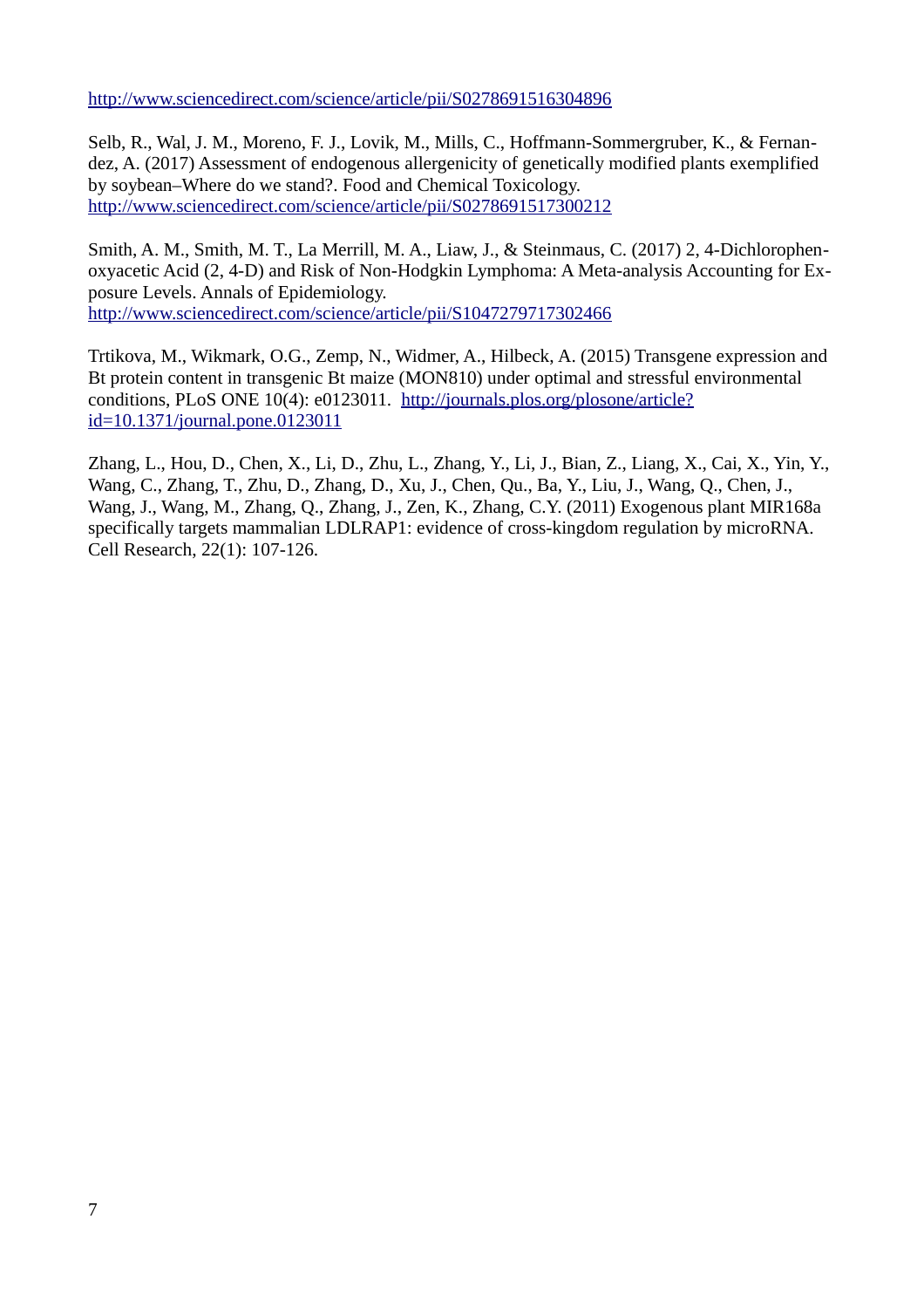http://www.sciencedirect.com/science/article/pii/S0278691516304896

Selb, R., Wal, J. M., Moreno, F. J., Lovik, M., Mills, C., Hoffmann-Sommergruber, K., & Fernandez, A. (2017) Assessment of endogenous allergenicity of genetically modified plants exemplified by soybean–Where do we stand?. Food and Chemical Toxicology. http://www.sciencedirect.com/science/article/pii/S0278691517300212

Smith, A. M., Smith, M. T., La Merrill, M. A., Liaw, J., & Steinmaus, C. (2017) 2, 4-Dichlorophenoxyacetic Acid (2, 4-D) and Risk of Non-Hodgkin Lymphoma: A Meta-analysis Accounting for Exposure Levels. Annals of Epidemiology. http://www.sciencedirect.com/science/article/pii/S1047279717302466

Trtikova, M., Wikmark, O.G., Zemp, N., Widmer, A., Hilbeck, A. (2015) Transgene expression and Bt protein content in transgenic Bt maize (MON810) under optimal and stressful environmental conditions, PLoS ONE 10(4): e0123011. http://journals.plos.org/plosone/article?id=10.1371/journal.pone.0123011

Zhang, L., Hou, D., Chen, X., Li, D., Zhu, L., Zhang, Y., Li, J., Bian, Z., Liang, X., Cai, X., Yin, Y., Wang, C., Zhang, T., Zhu, D., Zhang, D., Xu, J., Chen, Qu., Ba, Y., Liu, J., Wang, Q., Chen, J., Wang, J., Wang, M., Zhang, Q., Zhang, J., Zen, K., Zhang, C.Y. (2011) Exogenous plant MIR168a specifically targets mammalian LDLRAP1: evidence of cross-kingdom regulation by microRNA. Cell Research, 22(1): 107-126.